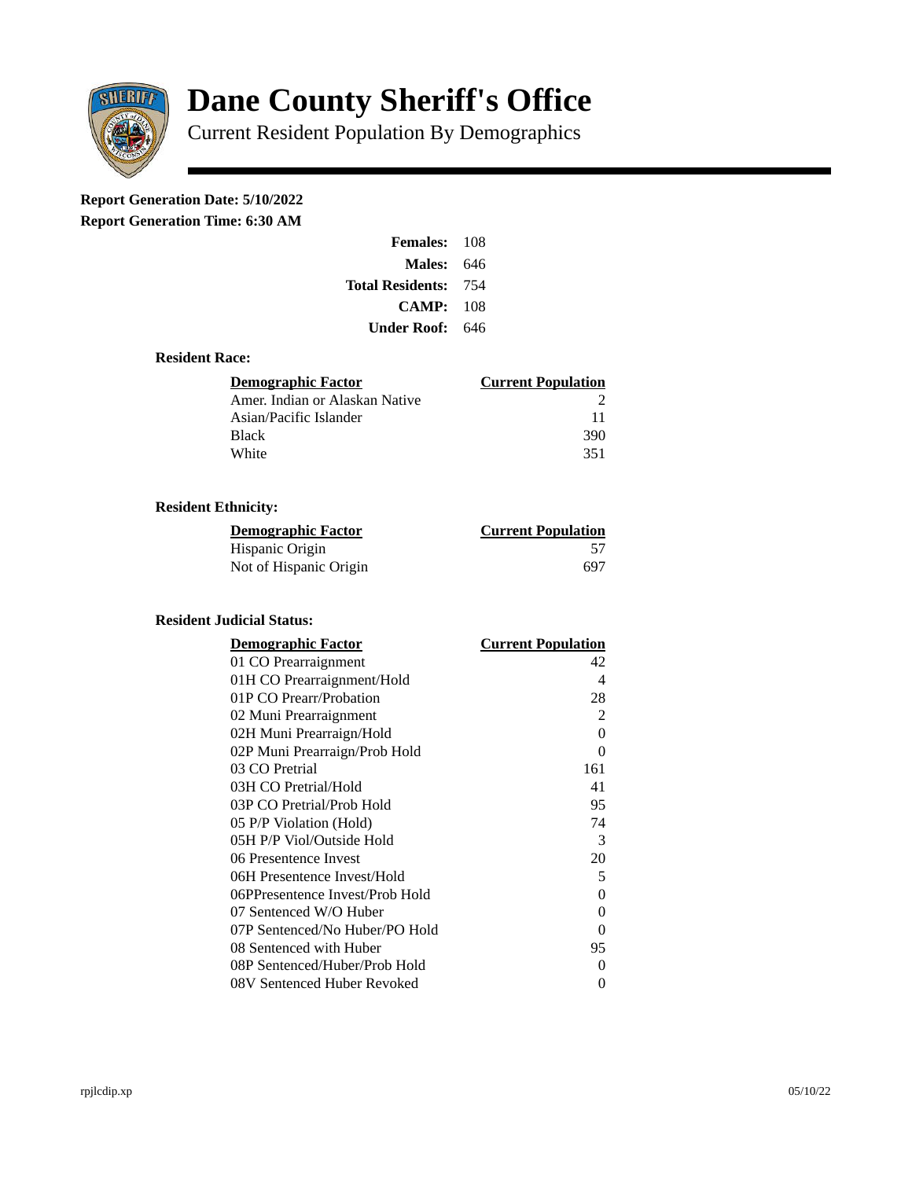# Dane County Sheriff's Office

Current Resident Population By Demographics

**Report Generation Date: 5/10/2022**
**Report Generation Time: 6:30 AM**

| | |
|---|---|
| **Females:** | 108 |
| **Males:** | 646 |
| **Total Residents:** | 754 |
| **CAMP:** | 108 |
| **Under Roof:** | 646 |

### Resident Race:

| Demographic Factor | Current Population |
|---|---|
| Amer. Indian or Alaskan Native | 2 |
| Asian/Pacific Islander | 11 |
| Black | 390 |
| White | 351 |

### Resident Ethnicity:

| Demographic Factor | Current Population |
|---|---|
| Hispanic Origin | 57 |
| Not of Hispanic Origin | 697 |

### Resident Judicial Status:

| Demographic Factor | Current Population |
|---|---|
| 01 CO Prearraignment | 42 |
| 01H CO Prearraignment/Hold | 4 |
| 01P CO Prearr/Probation | 28 |
| 02 Muni Prearraignment | 2 |
| 02H Muni Prearraign/Hold | 0 |
| 02P Muni Prearraign/Prob Hold | 0 |
| 03 CO Pretrial | 161 |
| 03H CO Pretrial/Hold | 41 |
| 03P CO Pretrial/Prob Hold | 95 |
| 05 P/P Violation (Hold) | 74 |
| 05H P/P Viol/Outside Hold | 3 |
| 06 Presentence Invest | 20 |
| 06H Presentence Invest/Hold | 5 |
| 06PPresentence Invest/Prob Hold | 0 |
| 07 Sentenced W/O Huber | 0 |
| 07P Sentenced/No Huber/PO Hold | 0 |
| 08 Sentenced with Huber | 95 |
| 08P Sentenced/Huber/Prob Hold | 0 |
| 08V Sentenced Huber Revoked | 0 |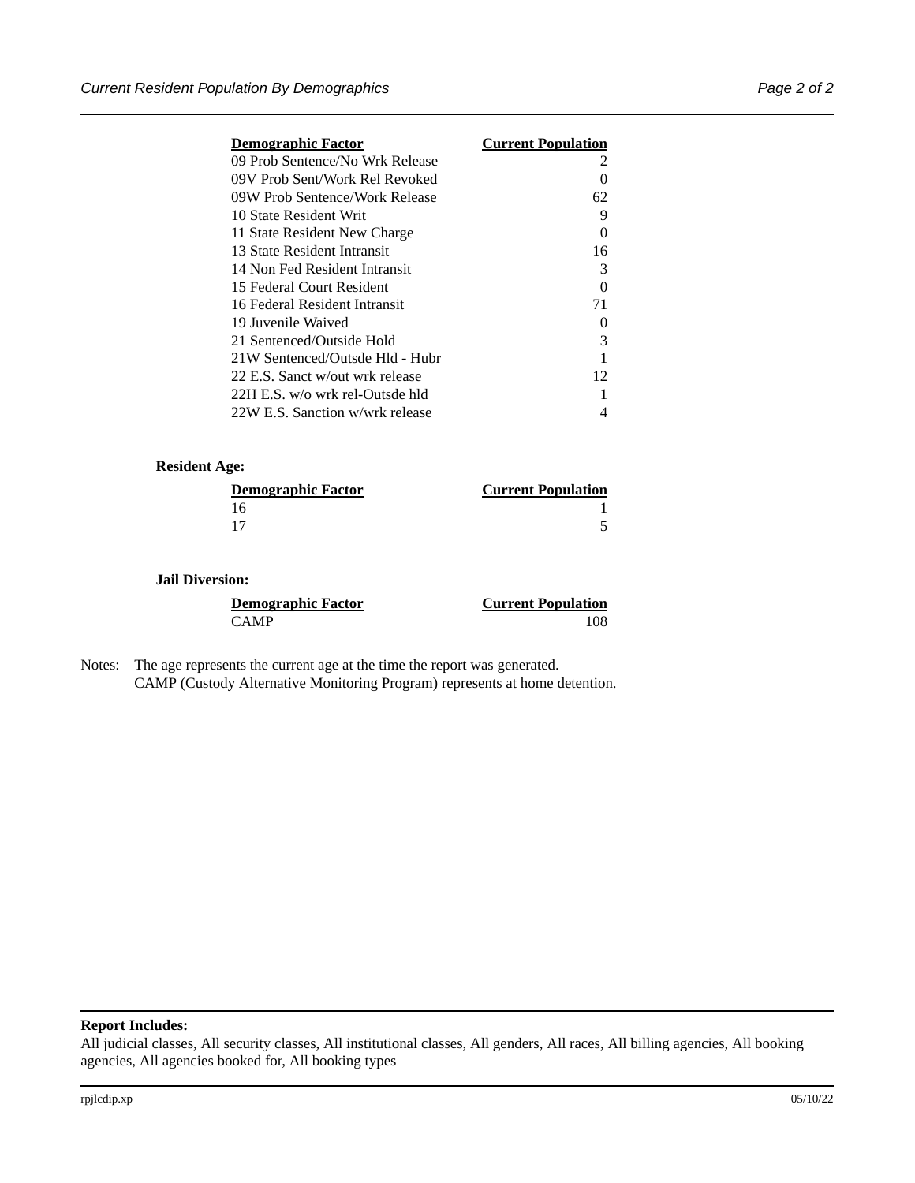| Demographic Factor | Current Population |
|---|---|
| 09 Prob Sentence/No Wrk Release | 2 |
| 09V Prob Sent/Work Rel Revoked | 0 |
| 09W Prob Sentence/Work Release | 62 |
| 10 State Resident Writ | 9 |
| 11 State Resident New Charge | 0 |
| 13 State Resident Intransit | 16 |
| 14 Non Fed Resident Intransit | 3 |
| 15 Federal Court Resident | 0 |
| 16 Federal Resident Intransit | 71 |
| 19 Juvenile Waived | 0 |
| 21 Sentenced/Outside Hold | 3 |
| 21W Sentenced/Outsde Hld - Hubr | 1 |
| 22 E.S. Sanct w/out wrk release | 12 |
| 22H E.S. w/o wrk rel-Outsde hld | 1 |
| 22W E.S. Sanction w/wrk release | 4 |

**Resident Age:**

| Demographic Factor | Current Population |
|---|---|
| 16 | 1 |
| 17 | 5 |

**Jail Diversion:**

| Demographic Factor | Current Population |
|---|---|
| CAMP | 108 |

Notes: The age represents the current age at the time the report was generated.
CAMP (Custody Alternative Monitoring Program) represents at home detention.

**Report Includes:**

All judicial classes, All security classes, All institutional classes, All genders, All races, All billing agencies, All booking agencies, All agencies booked for, All booking types

rpjlcdip.xp 05/10/22